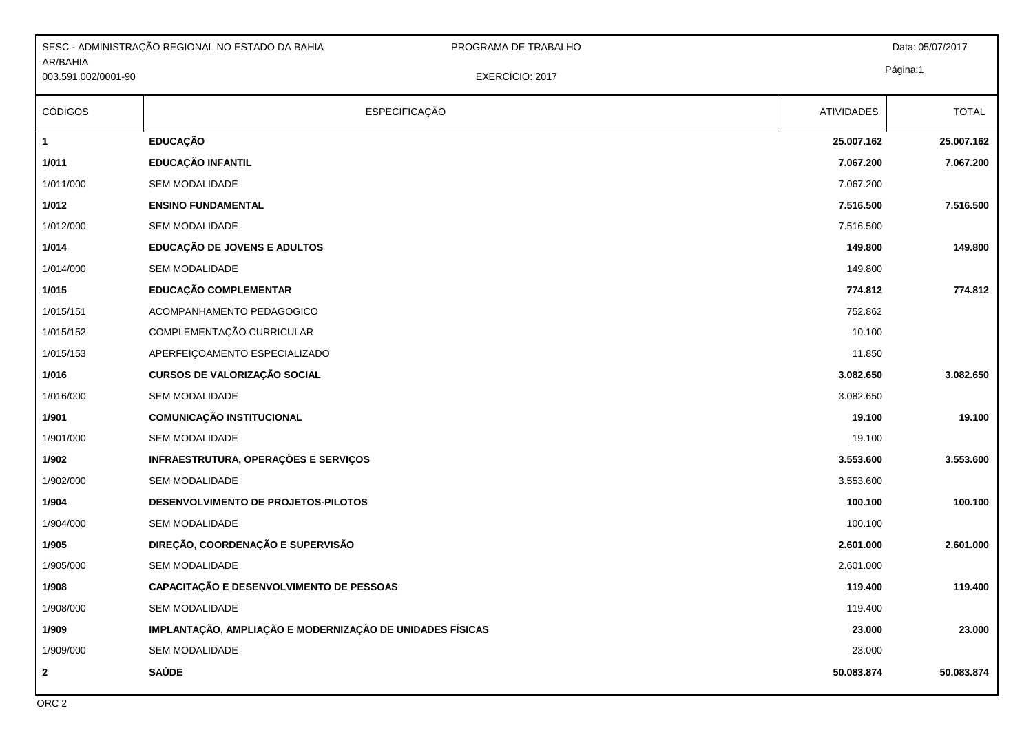SESC - ADMINISTRAÇÃO REGIONAL NO ESTADO DA BAHIA
AR/BAHIA
003.591.002/0001-90

PROGRAMA DE TRABALHO

EXERCÍCIO: 2017

Data: 05/07/2017

| CÓDIGOS | ESPECIFICAÇÃO | ATIVIDADES | TOTAL |
|---|---|---|---|
| **1** | **EDUCAÇÃO** | **25.007.162** | **25.007.162** |
| **1/011** | **EDUCAÇÃO INFANTIL** | **7.067.200** | **7.067.200** |
| 1/011/000 | SEM MODALIDADE | 7.067.200 | |
| **1/012** | **ENSINO FUNDAMENTAL** | **7.516.500** | **7.516.500** |
| 1/012/000 | SEM MODALIDADE | 7.516.500 | |
| **1/014** | **EDUCAÇÃO DE JOVENS E ADULTOS** | **149.800** | **149.800** |
| 1/014/000 | SEM MODALIDADE | 149.800 | |
| **1/015** | **EDUCAÇÃO COMPLEMENTAR** | **774.812** | **774.812** |
| 1/015/151 | ACOMPANHAMENTO PEDAGOGICO | 752.862 | |
| 1/015/152 | COMPLEMENTAÇÃO CURRICULAR | 10.100 | |
| 1/015/153 | APERFEIÇOAMENTO ESPECIALIZADO | 11.850 | |
| **1/016** | **CURSOS DE VALORIZAÇÃO SOCIAL** | **3.082.650** | **3.082.650** |
| 1/016/000 | SEM MODALIDADE | 3.082.650 | |
| **1/901** | **COMUNICAÇÃO INSTITUCIONAL** | **19.100** | **19.100** |
| 1/901/000 | SEM MODALIDADE | 19.100 | |
| **1/902** | **INFRAESTRUTURA, OPERAÇÕES E SERVIÇOS** | **3.553.600** | **3.553.600** |
| 1/902/000 | SEM MODALIDADE | 3.553.600 | |
| **1/904** | **DESENVOLVIMENTO DE PROJETOS-PILOTOS** | **100.100** | **100.100** |
| 1/904/000 | SEM MODALIDADE | 100.100 | |
| **1/905** | **DIREÇÃO, COORDENAÇÃO E SUPERVISÃO** | **2.601.000** | **2.601.000** |
| 1/905/000 | SEM MODALIDADE | 2.601.000 | |
| **1/908** | **CAPACITAÇÃO E DESENVOLVIMENTO DE PESSOAS** | **119.400** | **119.400** |
| 1/908/000 | SEM MODALIDADE | 119.400 | |
| **1/909** | **IMPLANTAÇÃO, AMPLIAÇÃO E MODERNIZAÇÃO DE UNIDADES FÍSICAS** | **23.000** | **23.000** |
| 1/909/000 | SEM MODALIDADE | 23.000 | |
| **2** | **SAÚDE** | **50.083.874** | **50.083.874** |

ORC 2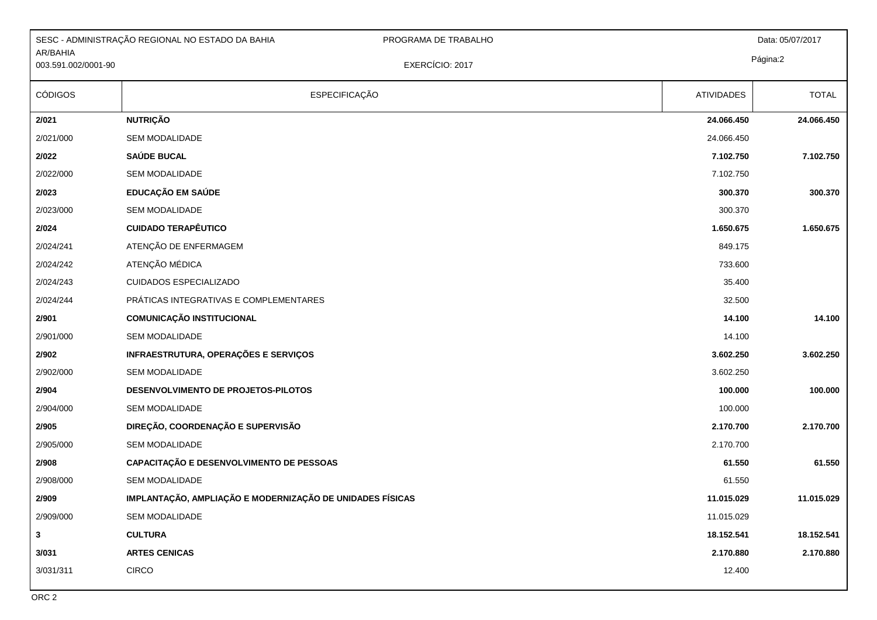SESC - ADMINISTRAÇÃO REGIONAL NO ESTADO DA BAHIA
AR/BAHIA
003.591.002/0001-90

PROGRAMA DE TRABALHO

EXERCÍCIO: 2017

Data: 05/07/2017

| CÓDIGOS | ESPECIFICAÇÃO | ATIVIDADES | TOTAL |
|---|---|---|---|
| **2/021** | **NUTRIÇÃO** | **24.066.450** | **24.066.450** |
| 2/021/000 | SEM MODALIDADE | 24.066.450 | |
| **2/022** | **SAÚDE BUCAL** | **7.102.750** | **7.102.750** |
| 2/022/000 | SEM MODALIDADE | 7.102.750 | |
| **2/023** | **EDUCAÇÃO EM SAÚDE** | **300.370** | **300.370** |
| 2/023/000 | SEM MODALIDADE | 300.370 | |
| **2/024** | **CUIDADO TERAPÊUTICO** | **1.650.675** | **1.650.675** |
| 2/024/241 | ATENÇÃO DE ENFERMAGEM | 849.175 | |
| 2/024/242 | ATENÇÃO MÉDICA | 733.600 | |
| 2/024/243 | CUIDADOS ESPECIALIZADO | 35.400 | |
| 2/024/244 | PRÁTICAS INTEGRATIVAS E COMPLEMENTARES | 32.500 | |
| **2/901** | **COMUNICAÇÃO INSTITUCIONAL** | **14.100** | **14.100** |
| 2/901/000 | SEM MODALIDADE | 14.100 | |
| **2/902** | **INFRAESTRUTURA, OPERAÇÕES E SERVIÇOS** | **3.602.250** | **3.602.250** |
| 2/902/000 | SEM MODALIDADE | 3.602.250 | |
| **2/904** | **DESENVOLVIMENTO DE PROJETOS-PILOTOS** | **100.000** | **100.000** |
| 2/904/000 | SEM MODALIDADE | 100.000 | |
| **2/905** | **DIREÇÃO, COORDENAÇÃO E SUPERVISÃO** | **2.170.700** | **2.170.700** |
| 2/905/000 | SEM MODALIDADE | 2.170.700 | |
| **2/908** | **CAPACITAÇÃO E DESENVOLVIMENTO DE PESSOAS** | **61.550** | **61.550** |
| 2/908/000 | SEM MODALIDADE | 61.550 | |
| **2/909** | **IMPLANTAÇÃO, AMPLIAÇÃO E MODERNIZAÇÃO DE UNIDADES FÍSICAS** | **11.015.029** | **11.015.029** |
| 2/909/000 | SEM MODALIDADE | 11.015.029 | |
| **3** | **CULTURA** | **18.152.541** | **18.152.541** |
| **3/031** | **ARTES CENICAS** | **2.170.880** | **2.170.880** |
| 3/031/311 | CIRCO | 12.400 | |

ORC 2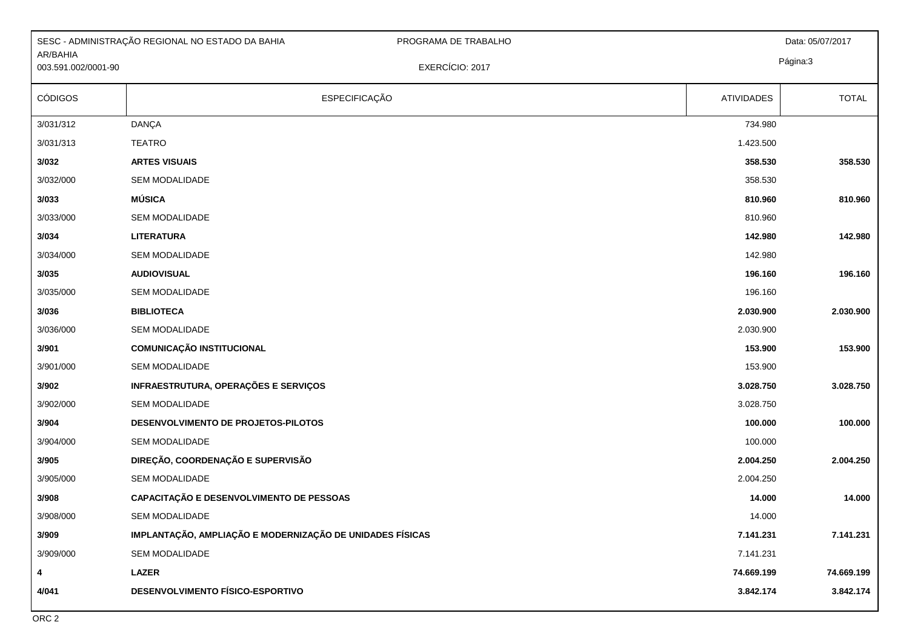SESC - ADMINISTRAÇÃO REGIONAL NO ESTADO DA BAHIA
AR/BAHIA
003.591.002/0001-90

PROGRAMA DE TRABALHO

EXERCÍCIO: 2017

Data: 05/07/2017

| CÓDIGOS | ESPECIFICAÇÃO | ATIVIDADES | TOTAL |
|---|---|---|---|
| 3/031/312 | DANÇA | 734.980 | |
| 3/031/313 | TEATRO | 1.423.500 | |
| **3/032** | **ARTES VISUAIS** | **358.530** | **358.530** |
| 3/032/000 | SEM MODALIDADE | 358.530 | |
| **3/033** | **MÚSICA** | **810.960** | **810.960** |
| 3/033/000 | SEM MODALIDADE | 810.960 | |
| **3/034** | **LITERATURA** | **142.980** | **142.980** |
| 3/034/000 | SEM MODALIDADE | 142.980 | |
| **3/035** | **AUDIOVISUAL** | **196.160** | **196.160** |
| 3/035/000 | SEM MODALIDADE | 196.160 | |
| **3/036** | **BIBLIOTECA** | **2.030.900** | **2.030.900** |
| 3/036/000 | SEM MODALIDADE | 2.030.900 | |
| **3/901** | **COMUNICAÇÃO INSTITUCIONAL** | **153.900** | **153.900** |
| 3/901/000 | SEM MODALIDADE | 153.900 | |
| **3/902** | **INFRAESTRUTURA, OPERAÇÕES E SERVIÇOS** | **3.028.750** | **3.028.750** |
| 3/902/000 | SEM MODALIDADE | 3.028.750 | |
| **3/904** | **DESENVOLVIMENTO DE PROJETOS-PILOTOS** | **100.000** | **100.000** |
| 3/904/000 | SEM MODALIDADE | 100.000 | |
| **3/905** | **DIREÇÃO, COORDENAÇÃO E SUPERVISÃO** | **2.004.250** | **2.004.250** |
| 3/905/000 | SEM MODALIDADE | 2.004.250 | |
| **3/908** | **CAPACITAÇÃO E DESENVOLVIMENTO DE PESSOAS** | **14.000** | **14.000** |
| 3/908/000 | SEM MODALIDADE | 14.000 | |
| **3/909** | **IMPLANTAÇÃO, AMPLIAÇÃO E MODERNIZAÇÃO DE UNIDADES FÍSICAS** | **7.141.231** | **7.141.231** |
| 3/909/000 | SEM MODALIDADE | 7.141.231 | |
| **4** | **LAZER** | **74.669.199** | **74.669.199** |
| **4/041** | **DESENVOLVIMENTO FÍSICO-ESPORTIVO** | **3.842.174** | **3.842.174** |

ORC 2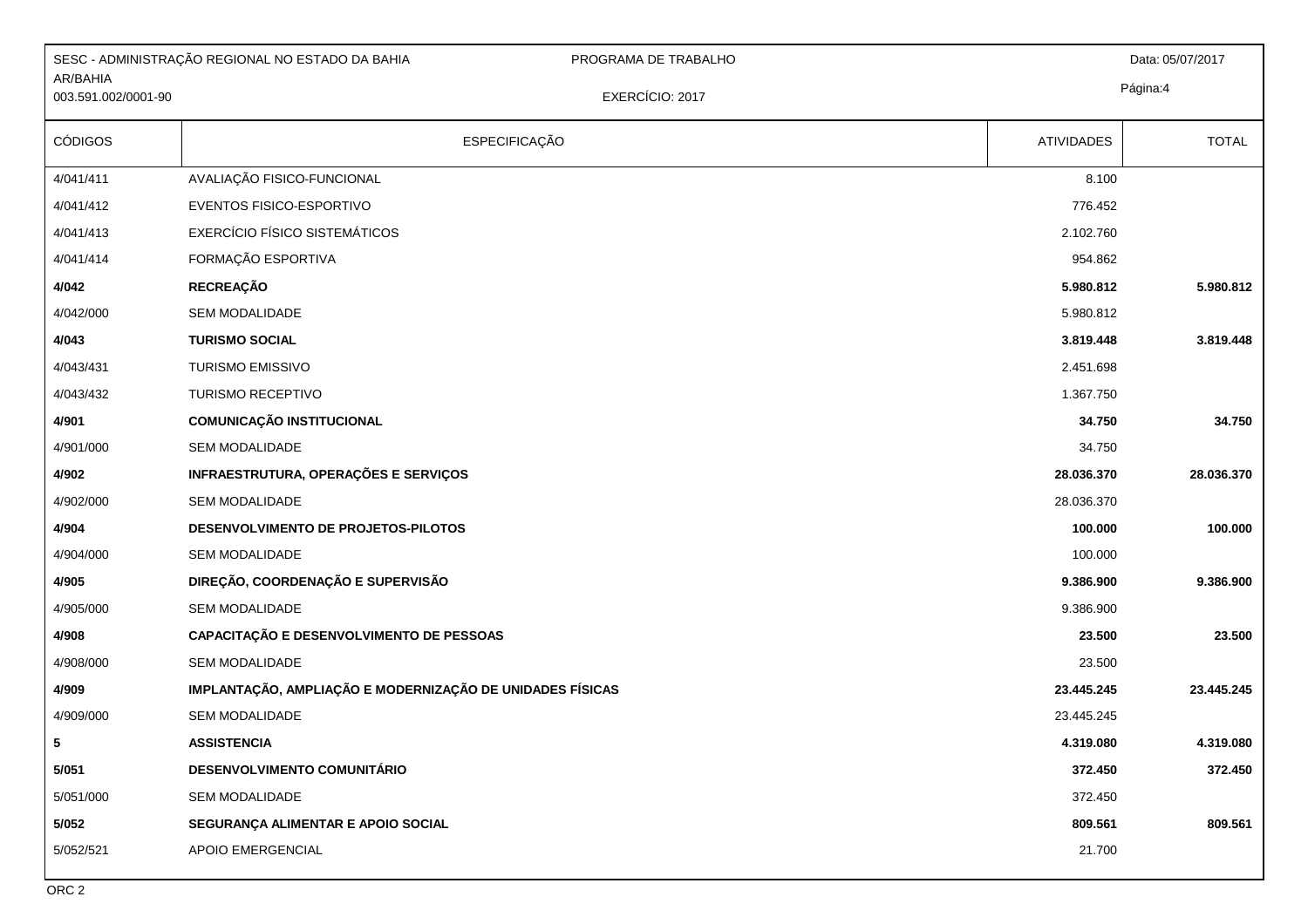SESC - ADMINISTRAÇÃO REGIONAL NO ESTADO DA BAHIA
AR/BAHIA
003.591.002/0001-90

PROGRAMA DE TRABALHO

EXERCÍCIO: 2017

Data: 05/07/2017

| CÓDIGOS | ESPECIFICAÇÃO | ATIVIDADES | TOTAL |
|---|---|---|---|
| 4/041/411 | AVALIAÇÃO FISICO-FUNCIONAL | 8.100 | |
| 4/041/412 | EVENTOS FISICO-ESPORTIVO | 776.452 | |
| 4/041/413 | EXERCÍCIO FÍSICO SISTEMÁTICOS | 2.102.760 | |
| 4/041/414 | FORMAÇÃO ESPORTIVA | 954.862 | |
| **4/042** | **RECREAÇÃO** | **5.980.812** | **5.980.812** |
| 4/042/000 | SEM MODALIDADE | 5.980.812 | |
| **4/043** | **TURISMO SOCIAL** | **3.819.448** | **3.819.448** |
| 4/043/431 | TURISMO EMISSIVO | 2.451.698 | |
| 4/043/432 | TURISMO RECEPTIVO | 1.367.750 | |
| **4/901** | **COMUNICAÇÃO INSTITUCIONAL** | **34.750** | **34.750** |
| 4/901/000 | SEM MODALIDADE | 34.750 | |
| **4/902** | **INFRAESTRUTURA, OPERAÇÕES E SERVIÇOS** | **28.036.370** | **28.036.370** |
| 4/902/000 | SEM MODALIDADE | 28.036.370 | |
| **4/904** | **DESENVOLVIMENTO DE PROJETOS-PILOTOS** | **100.000** | **100.000** |
| 4/904/000 | SEM MODALIDADE | 100.000 | |
| **4/905** | **DIREÇÃO, COORDENAÇÃO E SUPERVISÃO** | **9.386.900** | **9.386.900** |
| 4/905/000 | SEM MODALIDADE | 9.386.900 | |
| **4/908** | **CAPACITAÇÃO E DESENVOLVIMENTO DE PESSOAS** | **23.500** | **23.500** |
| 4/908/000 | SEM MODALIDADE | 23.500 | |
| **4/909** | **IMPLANTAÇÃO, AMPLIAÇÃO E MODERNIZAÇÃO DE UNIDADES FÍSICAS** | **23.445.245** | **23.445.245** |
| 4/909/000 | SEM MODALIDADE | 23.445.245 | |
| **5** | **ASSISTENCIA** | **4.319.080** | **4.319.080** |
| **5/051** | **DESENVOLVIMENTO COMUNITÁRIO** | **372.450** | **372.450** |
| 5/051/000 | SEM MODALIDADE | 372.450 | |
| **5/052** | **SEGURANÇA ALIMENTAR E APOIO SOCIAL** | **809.561** | **809.561** |
| 5/052/521 | APOIO EMERGENCIAL | 21.700 | |

ORC 2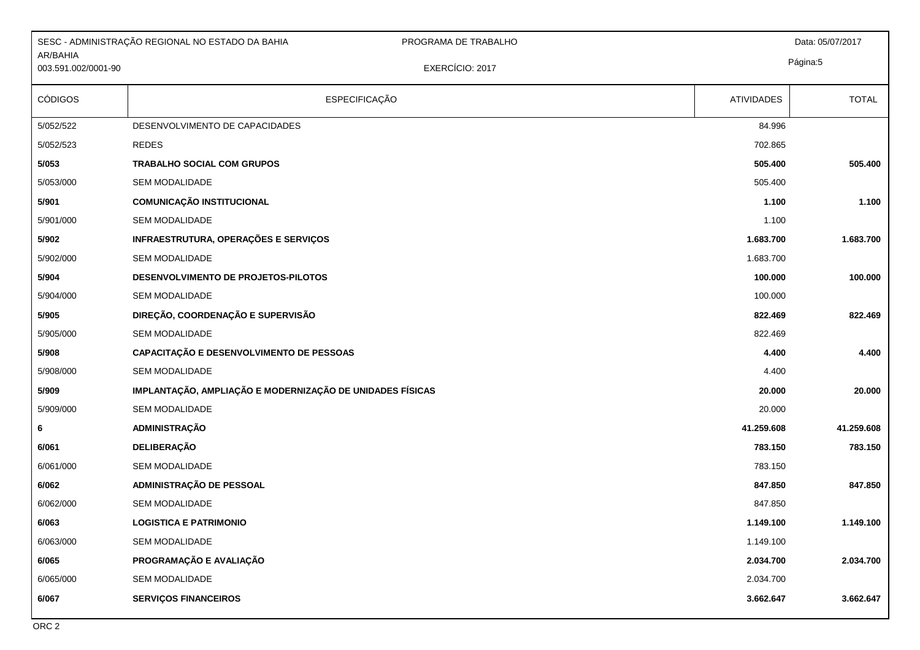SESC - ADMINISTRAÇÃO REGIONAL NO ESTADO DA BAHIA
AR/BAHIA
003.591.002/0001-90

PROGRAMA DE TRABALHO

EXERCÍCIO: 2017

Data: 05/07/2017

| CÓDIGOS | ESPECIFICAÇÃO | ATIVIDADES | TOTAL |
|---|---|---|---|
| 5/052/522 | DESENVOLVIMENTO DE CAPACIDADES | 84.996 | |
| 5/052/523 | REDES | 702.865 | |
| **5/053** | **TRABALHO SOCIAL COM GRUPOS** | **505.400** | **505.400** |
| 5/053/000 | SEM MODALIDADE | 505.400 | |
| **5/901** | **COMUNICAÇÃO INSTITUCIONAL** | **1.100** | **1.100** |
| 5/901/000 | SEM MODALIDADE | 1.100 | |
| **5/902** | **INFRAESTRUTURA, OPERAÇÕES E SERVIÇOS** | **1.683.700** | **1.683.700** |
| 5/902/000 | SEM MODALIDADE | 1.683.700 | |
| **5/904** | **DESENVOLVIMENTO DE PROJETOS-PILOTOS** | **100.000** | **100.000** |
| 5/904/000 | SEM MODALIDADE | 100.000 | |
| **5/905** | **DIREÇÃO, COORDENAÇÃO E SUPERVISÃO** | **822.469** | **822.469** |
| 5/905/000 | SEM MODALIDADE | 822.469 | |
| **5/908** | **CAPACITAÇÃO E DESENVOLVIMENTO DE PESSOAS** | **4.400** | **4.400** |
| 5/908/000 | SEM MODALIDADE | 4.400 | |
| **5/909** | **IMPLANTAÇÃO, AMPLIAÇÃO E MODERNIZAÇÃO DE UNIDADES FÍSICAS** | **20.000** | **20.000** |
| 5/909/000 | SEM MODALIDADE | 20.000 | |
| **6** | **ADMINISTRAÇÃO** | **41.259.608** | **41.259.608** |
| **6/061** | **DELIBERAÇÃO** | **783.150** | **783.150** |
| 6/061/000 | SEM MODALIDADE | 783.150 | |
| **6/062** | **ADMINISTRAÇÃO DE PESSOAL** | **847.850** | **847.850** |
| 6/062/000 | SEM MODALIDADE | 847.850 | |
| **6/063** | **LOGISTICA E PATRIMONIO** | **1.149.100** | **1.149.100** |
| 6/063/000 | SEM MODALIDADE | 1.149.100 | |
| **6/065** | **PROGRAMAÇÃO E AVALIAÇÃO** | **2.034.700** | **2.034.700** |
| 6/065/000 | SEM MODALIDADE | 2.034.700 | |
| **6/067** | **SERVIÇOS FINANCEIROS** | **3.662.647** | **3.662.647** |

ORC 2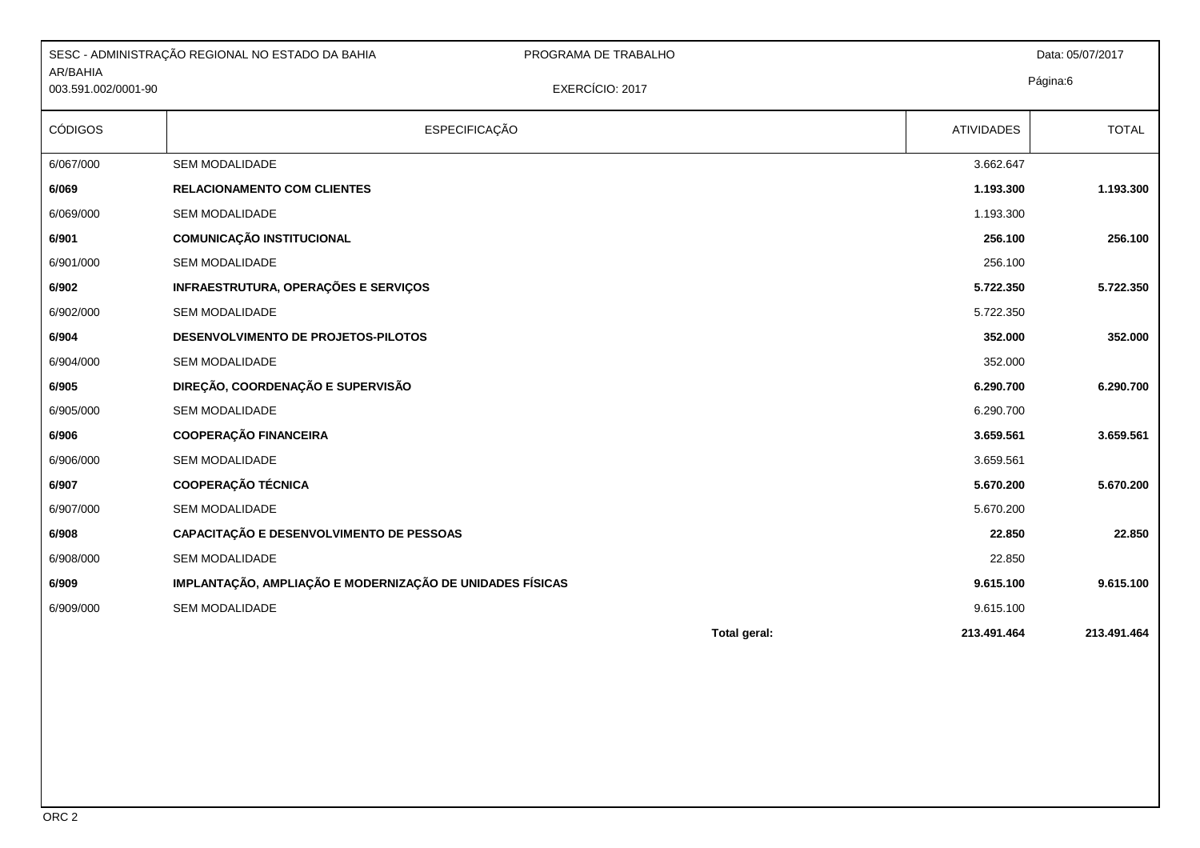SESC - ADMINISTRAÇÃO REGIONAL NO ESTADO DA BAHIA
AR/BAHIA
003.591.002/0001-90

PROGRAMA DE TRABALHO

EXERCÍCIO: 2017

Data: 05/07/2017

| CÓDIGOS | ESPECIFICAÇÃO | ATIVIDADES | TOTAL |
|---|---|---|---|
| 6/067/000 | SEM MODALIDADE | 3.662.647 | |
| **6/069** | **RELACIONAMENTO COM CLIENTES** | **1.193.300** | **1.193.300** |
| 6/069/000 | SEM MODALIDADE | 1.193.300 | |
| **6/901** | **COMUNICAÇÃO INSTITUCIONAL** | **256.100** | **256.100** |
| 6/901/000 | SEM MODALIDADE | 256.100 | |
| **6/902** | **INFRAESTRUTURA, OPERAÇÕES E SERVIÇOS** | **5.722.350** | **5.722.350** |
| 6/902/000 | SEM MODALIDADE | 5.722.350 | |
| **6/904** | **DESENVOLVIMENTO DE PROJETOS-PILOTOS** | **352.000** | **352.000** |
| 6/904/000 | SEM MODALIDADE | 352.000 | |
| **6/905** | **DIREÇÃO, COORDENAÇÃO E SUPERVISÃO** | **6.290.700** | **6.290.700** |
| 6/905/000 | SEM MODALIDADE | 6.290.700 | |
| **6/906** | **COOPERAÇÃO FINANCEIRA** | **3.659.561** | **3.659.561** |
| 6/906/000 | SEM MODALIDADE | 3.659.561 | |
| **6/907** | **COOPERAÇÃO TÉCNICA** | **5.670.200** | **5.670.200** |
| 6/907/000 | SEM MODALIDADE | 5.670.200 | |
| **6/908** | **CAPACITAÇÃO E DESENVOLVIMENTO DE PESSOAS** | **22.850** | **22.850** |
| 6/908/000 | SEM MODALIDADE | 22.850 | |
| **6/909** | **IMPLANTAÇÃO, AMPLIAÇÃO E MODERNIZAÇÃO DE UNIDADES FÍSICAS** | **9.615.100** | **9.615.100** |
| 6/909/000 | SEM MODALIDADE | 9.615.100 | |
| | **Total geral:** | **213.491.464** | **213.491.464** |

ORC 2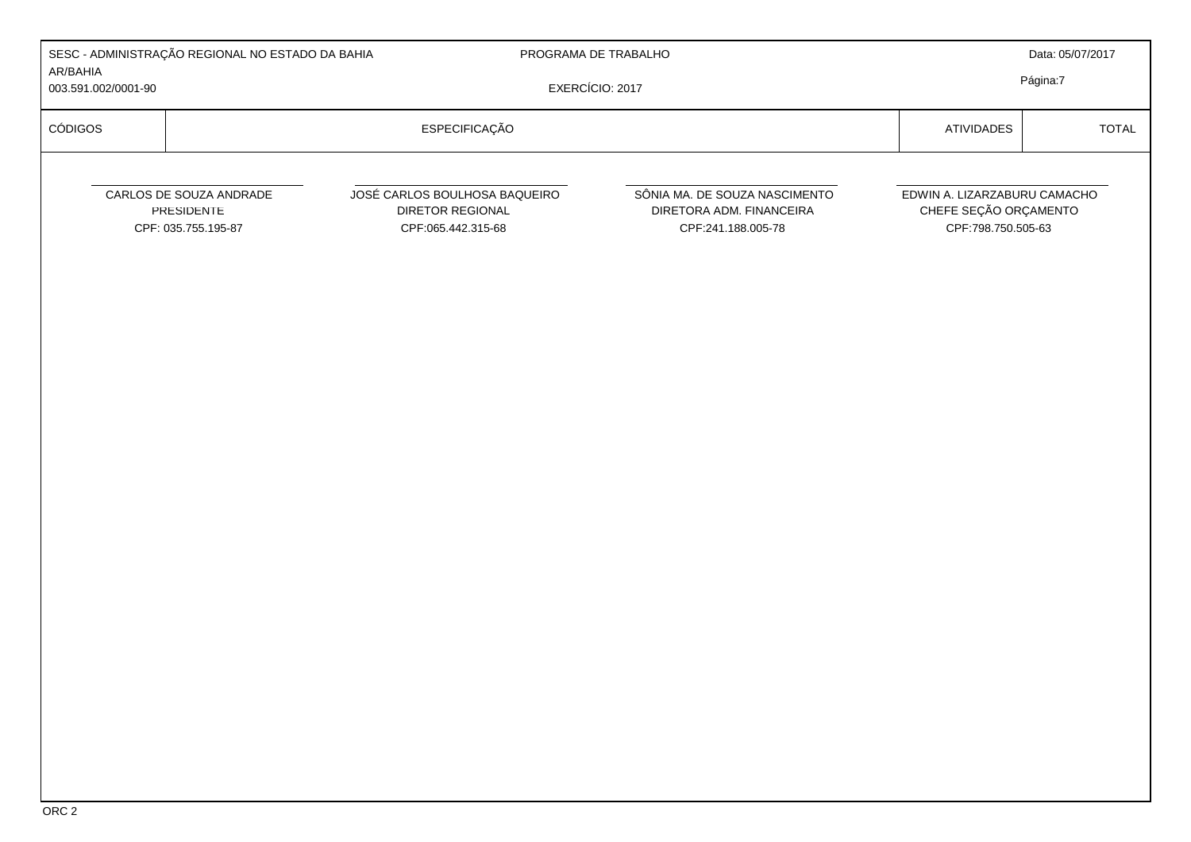| CÓDIGOS | ESPECIFICAÇÃO | ATIVIDADES | TOTAL |
| --- | --- | --- | --- |

CARLOS DE SOUZA ANDRADE
PRESIDENTE
CPF: 035.755.195-87

JOSÉ CARLOS BOULHOSA BAQUEIRO
DIRETOR REGIONAL
CPF:065.442.315-68

SÔNIA MA. DE SOUZA NASCIMENTO
DIRETORA ADM. FINANCEIRA
CPF:241.188.005-78

EDWIN A. LIZARZABURU CAMACHO
CHEFE SEÇÃO ORÇAMENTO
CPF:798.750.505-63